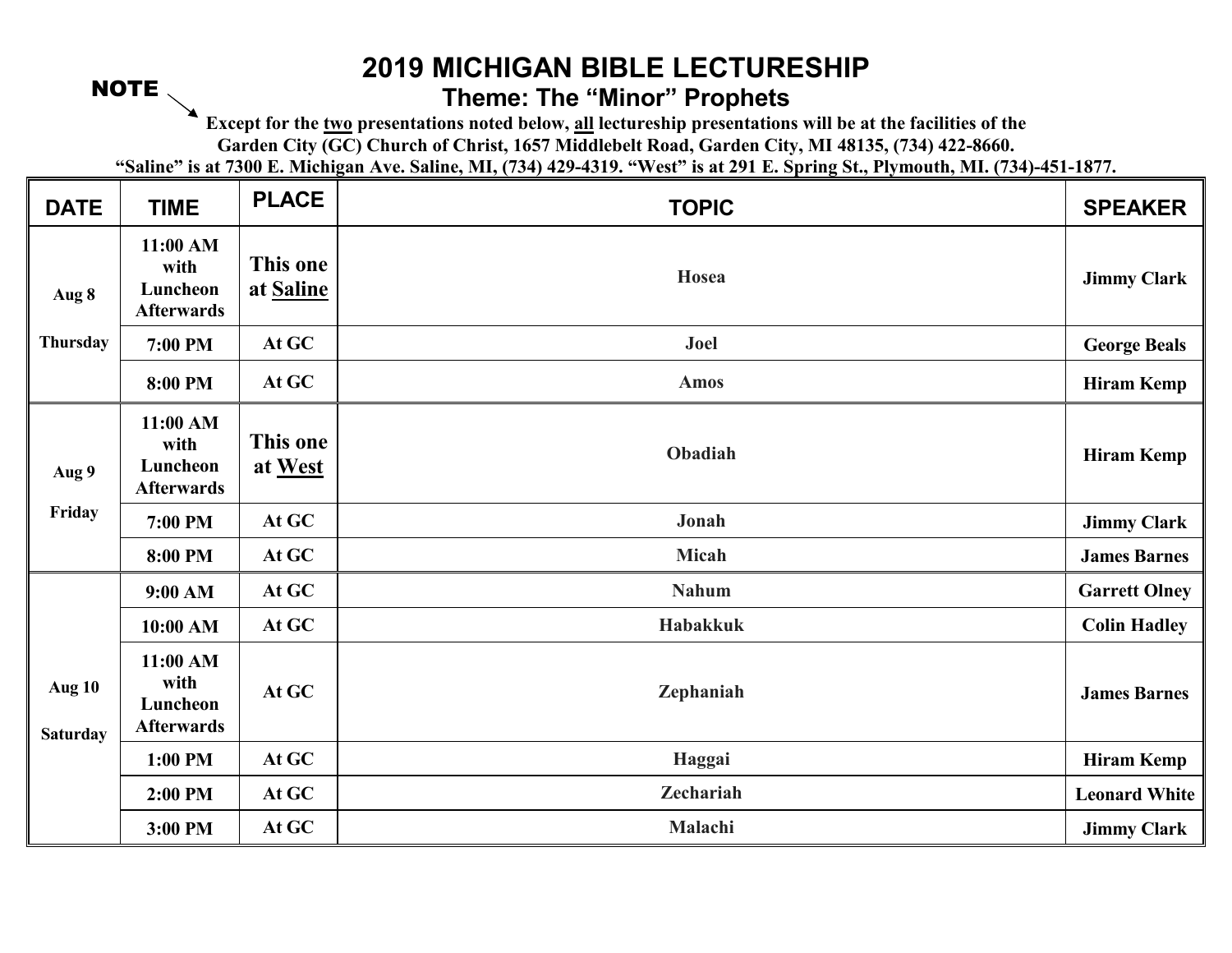# 2019 MICHIGAN BIBLE LECTURESHIP

## Theme: The "Minor" Prophets

NOTE

**Except for the <u>two</u> presentations noted below, <u>all</u> lectureship presentations will be at the facilities of the Garden City (GC) Church of Christ, 1657 Middlebelt Road, Garden City, MI 48135, (734) 422-8660. "Saline" is at 7300 E. Michigan Ave. Saline, MI, (734) 429-4319. "West" is at 291 E. Spring St., Plymouth, MI. (734)-451-1877.**

| DATE | TIME | PLACE | TOPIC | SPEAKER |
|---|---|---|---|---|
| Aug 8 Thursday | 11:00 AM with Luncheon Afterwards | This one at Saline | Hosea | Jimmy Clark |
| | 7:00 PM | At GC | Joel | George Beals |
| | 8:00 PM | At GC | Amos | Hiram Kemp |
| Aug 9 Friday | 11:00 AM with Luncheon Afterwards | This one at West | Obadiah | Hiram Kemp |
| | 7:00 PM | At GC | Jonah | Jimmy Clark |
| | 8:00 PM | At GC | Micah | James Barnes |
| Aug 10 Saturday | 9:00 AM | At GC | Nahum | Garrett Olney |
| | 10:00 AM | At GC | Habakkuk | Colin Hadley |
| | 11:00 AM with Luncheon Afterwards | At GC | Zephaniah | James Barnes |
| | 1:00 PM | At GC | Haggai | Hiram Kemp |
| | 2:00 PM | At GC | Zechariah | Leonard White |
| | 3:00 PM | At GC | Malachi | Jimmy Clark |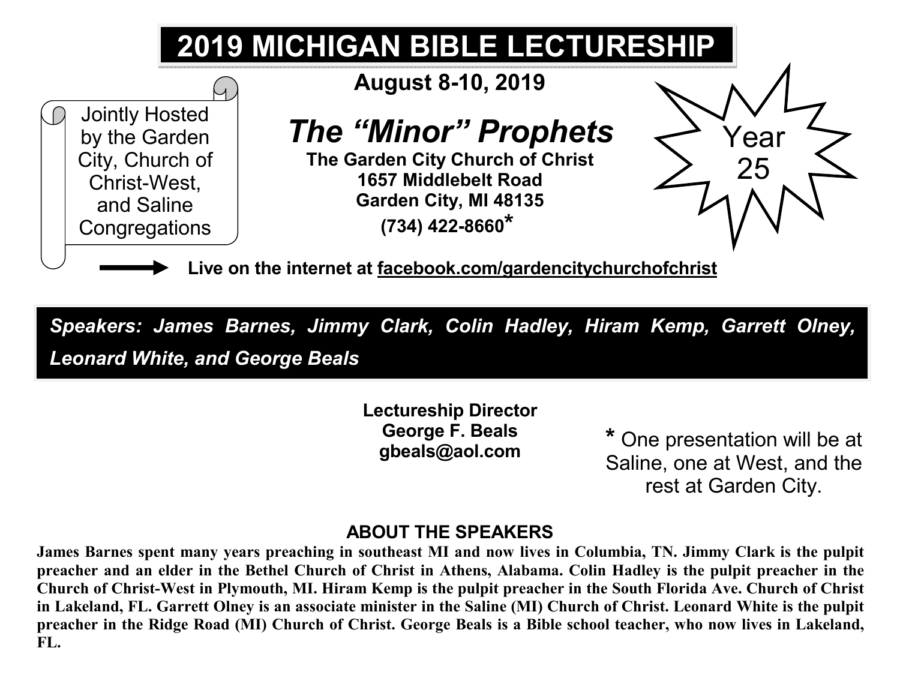# 2019 MICHIGAN BIBLE LECTURESHIP

**August 8-10, 2019**

Jointly Hosted by the Garden City, Church of Christ-West, and Saline Congregations

## *The "Minor" Prophets*

**The Garden City Church of Christ**
**1657 Middlebelt Road**
**Garden City, MI 48135**
**(734) 422-8660***

Year 25

**Live on the internet at facebook.com/gardencitychurchofchrist**

***Speakers: James Barnes, Jimmy Clark, Colin Hadley, Hiram Kemp, Garrett Olney, Leonard White, and George Beals***

**Lectureship Director**
**George F. Beals**
**gbeals@aol.com**

**\*** One presentation will be at Saline, one at West, and the rest at Garden City.

### ABOUT THE SPEAKERS

**James Barnes spent many years preaching in southeast MI and now lives in Columbia, TN. Jimmy Clark is the pulpit preacher and an elder in the Bethel Church of Christ in Athens, Alabama. Colin Hadley is the pulpit preacher in the Church of Christ-West in Plymouth, MI. Hiram Kemp is the pulpit preacher in the South Florida Ave. Church of Christ in Lakeland, FL. Garrett Olney is an associate minister in the Saline (MI) Church of Christ. Leonard White is the pulpit preacher in the Ridge Road (MI) Church of Christ. George Beals is a Bible school teacher, who now lives in Lakeland, FL.**